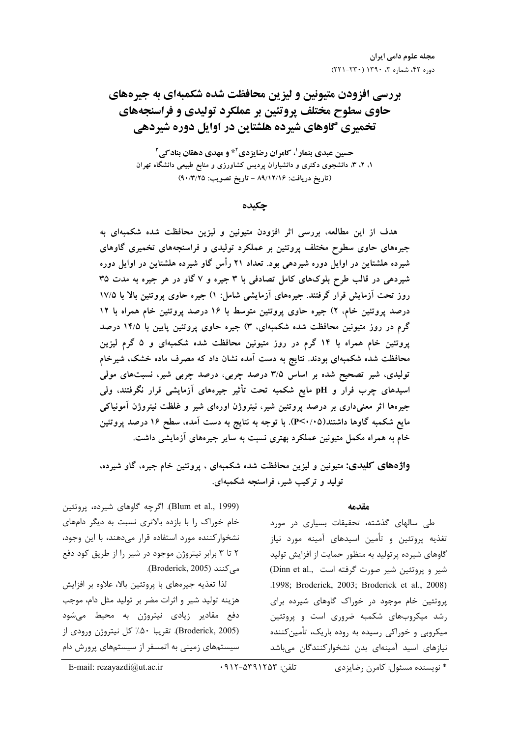# بررسی افزودن متیونین و لیزین محافظت شده شکمبه‌ای به جیره‌های حاوی سطوح مختلف پروتئین بر عملکرد تولیدی و فراسنجه‌های تخمیری گاوهای شیرده هلشتاین در اوایل دوره شیردهی

**حسین عبدی بنمار[1]، کامران رضایزدی[2]* و مهدی دهقان بنادکی[3]**

۱، ۲، ۳، دانشجوی دکتری و دانشیاران پردیس کشاورزی و منابع طبیعی دانشگاه تهران

(تاریخ دریافت: ۸۹/۱۲/۱۶ - تاریخ تصویب: ۹۰/۳/۲۵)

## چکیده

هدف از این مطالعه، بررسی اثر افزودن متیونین و لیزین محافظت شده شکمبه‌ای به جیره‌های حاوی سطوح مختلف پروتئین بر عملکرد تولیدی و فراسنجه‌های تخمیری گاوهای شیرده هلشتاین در اوایل دوره شیردهی بود. تعداد ۲۱ رأس گاو شیرده هلشتاین در اوایل دوره شیردهی در قالب طرح بلوک‌های کامل تصادفی با ۳ جیره و ۷ گاو در هر جیره به مدت ۳۵ روز تحت آزمایش قرار گرفتند. جیره‌های آزمایشی شامل: ۱) جیره حاوی پروتئین بالا با ۱۷/۵ درصد پروتئین خام، ۲) جیره حاوی پروتئین متوسط با ۱۶ درصد پروتئین خام همراه با ۱۲ گرم در روز متیونین محافظت شده شکمبه‌ای، ۳) جیره حاوی پروتئین پایین با ۱۴/۵ درصد پروتئین خام همراه با ۱۴ گرم در روز متیونین محافظت شده شکمبه‌ای و ۵ گرم لیزین محافظت شده شکمبه‌ای بودند. نتایج به دست آمده نشان داد که مصرف ماده خشک، شیرخام تولیدی، شیر تصحیح شده بر اساس ۳/۵ درصد چربی، درصد چربی شیر، نسبت‌های مولی اسیدهای چرب فرار و pH مایع شکمبه تحت تأثیر جیره‌های آزمایشی قرار نگرفتند، ولی جیره‌ها اثر معنی‌داری بر درصد پروتئین شیر، نیتروژن اوره‌ای شیر و غلظت نیتروژن آمونیاکی مایع شکمبه گاوها داشتند($P<0/05$). با توجه به نتایج به دست آمده، سطح ۱۶ درصد پروتئین خام به همراه مکمل متیونین عملکرد بهتری نسبت به سایر جیره‌های آزمایشی داشت.

**واژه‌های کلیدی:** متیونین و لیزین محافظت شده شکمبه‌ای ، پروتئین خام جیره، گاو شیرده، تولید و ترکیب شیر، فراسنجه شکمبه‌ای.

## مقدمه

طی سالهای گذشته، تحقیقات بسیاری در مورد تغذیه پروتئین و تأمین اسیدهای آمینه مورد نیاز گاوهای شیرده پرتولید به منظور حمایت از افزایش تولید شیر و پروتئین شیر صورت گرفته است (Dinn et al., 1998; Broderick, 2003; Broderick et al., 2008). پروتئین خام موجود در خوراک گاوهای شیرده برای رشد میکروب‌های شکمبه ضروری است و پروتئین میکروبی و خوراکی رسیده به روده باریک، تأمین‌کننده نیازهای اسید آمینه‌ای بدن نشخوارکنندگان می‌باشد (Blum et al., 1999). اگرچه گاوهای شیرده، پروتئین خام خوراک را با بازده بالاتری نسبت به دیگر دام‌های نشخوارکننده مورد استفاده قرار می‌دهند، با این وجود، ۲ تا ۳ برابر نیتروژن موجود در شیر را از طریق کود دفع می‌کنند (Broderick, 2005).

لذا تغذیه جیره‌های با پروتئین بالا، علاوه بر افزایش هزینه تولید شیر و اثرات مضر بر تولید مثل دام، موجب دفع مقادیر زیادی نیتروژن به محیط می‌شود (Broderick, 2005). تقریبا ۵۰٪ کل نیتروژن ورودی از سیستم‌های زمینی به اتمسفر از سیستم‌های پرورش دام

---

\* نویسنده مسئول: کامرن رضایزدی    تلفن: ۰۹۱۲-۵۳۹۱۲۵۳    E-mail: rezayazdi@ut.ac.ir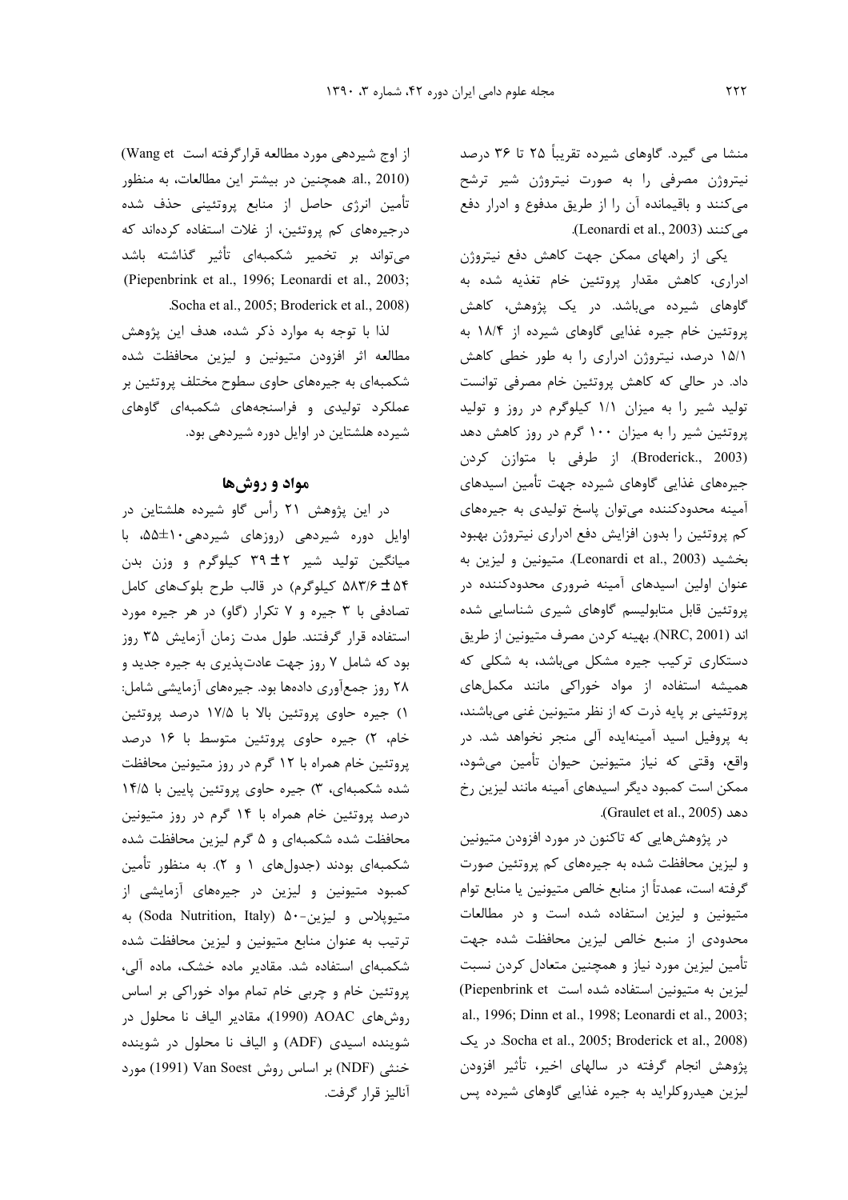منشا می گیرد. گاوهای شیرده تقریباً ۲۵ تا ۳۶ درصد نیتروژن مصرفی را به صورت نیتروژن شیر ترشح می‌کنند و باقیمانده آن را از طریق مدفوع و ادرار دفع می‌کنند (Leonardi et al., 2003).

یکی از راههای ممکن جهت کاهش دفع نیتروژن ادراری، کاهش مقدار پروتئین خام تغذیه شده به گاوهای شیرده می‌باشد. در یک پژوهش، کاهش پروتئین خام جیره غذایی گاوهای شیرده از ۱۸/۴ به ۱۵/۱ درصد، نیتروژن ادراری را به طور خطی کاهش داد. در حالی که کاهش پروتئین خام مصرفی توانست تولید شیر را به میزان ۱/۱ کیلوگرم در روز و تولید پروتئین شیر را به میزان ۱۰۰ گرم در روز کاهش دهد (Broderick., 2003). از طرفی با متوازن کردن جیره‌های غذایی گاوهای شیرده جهت تأمین اسیدهای آمینه محدودکننده می‌توان پاسخ تولیدی به جیره‌های کم پروتئین را بدون افزایش دفع ادراری نیتروژن بهبود بخشید (Leonardi et al., 2003). متیونین و لیزین به عنوان اولین اسیدهای آمینه ضروری محدودکننده در پروتئین قابل متابولیسم گاوهای شیری شناسایی شده اند (NRC, 2001). بهینه کردن مصرف متیونین از طریق دستکاری ترکیب جیره مشکل می‌باشد، به شکلی که همیشه استفاده از مواد خوراکی مانند مکمل‌های پروتئینی بر پایه ذرت که از نظر متیونین غنی می‌باشند، به پروفیل اسید آمینه‌ایده آلی منجر نخواهد شد. در واقع، وقتی که نیاز متیونین حیوان تأمین می‌شود، ممکن است کمبود دیگر اسیدهای آمینه مانند لیزین رخ دهد (Graulet et al., 2005).

در پژوهش‌هایی که تاکنون در مورد افزودن متیونین و لیزین محافظت شده به جیره‌های کم پروتئین صورت گرفته است، عمدتاً از منابع خالص متیونین یا منابع توام متیونین و لیزین استفاده شده است و در مطالعات محدودی از منبع خالص لیزین محافظت شده جهت تأمین لیزین مورد نیاز و همچنین متعادل کردن نسبت لیزین به متیونین استفاده شده است (Piepenbrink et al., 1996; Dinn et al., 1998; Leonardi et al., 2003; Socha et al., 2005; Broderick et al., 2008). در یک پژوهش انجام گرفته در سالهای اخیر، تأثیر افزودن لیزین هیدروکلراید به جیره غذایی گاوهای شیرده پس از اوج شیردهی مورد مطالعه قرارگرفته است (Wang et al., 2010). همچنین در بیشتر این مطالعات، به منظور تأمین انرژی حاصل از منابع پروتئینی حذف شده درجیره‌های کم پروتئین، از غلات استفاده کرده‌اند که می‌تواند بر تخمیر شکمبه‌ای تأثیر گذاشته باشد (Piepenbrink et al., 1996; Leonardi et al., 2003; Socha et al., 2005; Broderick et al., 2008).

لذا با توجه به موارد ذکر شده، هدف این پژوهش مطالعه اثر افزودن متیونین و لیزین محافظت شده شکمبه‌ای به جیره‌های حاوی سطوح مختلف پروتئین بر عملکرد تولیدی و فراسنجه‌های شکمبه‌ای گاوهای شیرده هلشتاین در اوایل دوره شیردهی بود.

## مواد و روش‌ها

در این پژوهش ۲۱ رأس گاو شیرده هلشتاین در اوایل دوره شیردهی (روزهای شیردهی ۱۰±۵۵، با میانگین تولید شیر ۲ ± ۳۹ کیلوگرم و وزن بدن ۵۴ ± ۵۸۳/۶ کیلوگرم) در قالب طرح بلوک‌های کامل تصادفی با ۳ جیره و ۷ تکرار (گاو) در هر جیره مورد استفاده قرار گرفتند. طول مدت زمان آزمایش ۳۵ روز بود که شامل ۷ روز جهت عادت‌پذیری به جیره جدید و ۲۸ روز جمع‌آوری داده‌ها بود. جیره‌های آزمایشی شامل: ۱) جیره حاوی پروتئین بالا با ۱۷/۵ درصد پروتئین خام، ۲) جیره حاوی پروتئین متوسط با ۱۶ درصد پروتئین خام همراه با ۱۲ گرم در روز متیونین محافظت شده شکمبه‌ای، ۳) جیره حاوی پروتئین پایین با ۱۴/۵ درصد پروتئین خام همراه با ۱۴ گرم در روز متیونین محافظت شده شکمبه‌ای و ۵ گرم لیزین محافظت شده شکمبه‌ای بودند (جدول‌های ۱ و ۲). به منظور تأمین کمبود متیونین و لیزین در جیره‌های آزمایشی از متیوپلاس و لیزین-۵۰ (Soda Nutrition, Italy) به ترتیب به عنوان منابع متیونین و لیزین محافظت شده شکمبه‌ای استفاده شد. مقادیر ماده خشک، ماده آلی، پروتئین خام و چربی خام تمام مواد خوراکی بر اساس روش‌های AOAC (1990)، مقادیر الیاف نا محلول در شوینده اسیدی (ADF) و الیاف نا محلول در شوینده خنثی (NDF) بر اساس روش Van Soest (1991) مورد آنالیز قرار گرفت.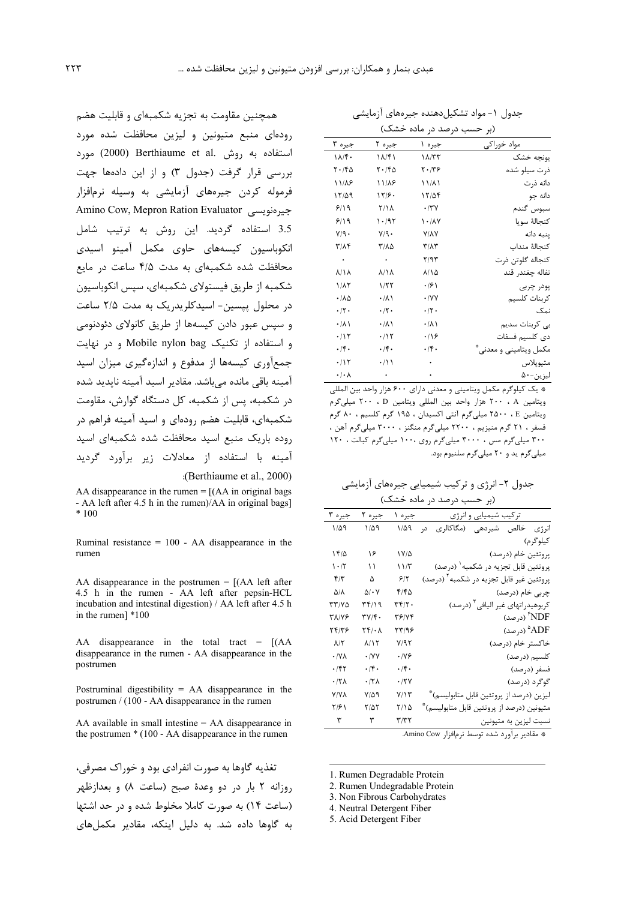جدول ۱- مواد تشکیل‌دهنده جیره‌های آزمایشی
(بر حسب درصد در ماده خشک)

| مواد خوراکی | جیره ۱ | جیره ۲ | جیره ۳ |
|---|---|---|---|
| یونجه خشک | ۱۸/۳۳ | ۱۸/۴۱ | ۱۸/۴۰ |
| ذرت سیلو شده | ۲۰/۳۶ | ۲۰/۴۵ | ۲۰/۴۵ |
| دانه ذرت | ۱۱/۸۱ | ۱۱/۸۶ | ۱۱/۸۶ |
| دانه جو | ۱۲/۵۴ | ۱۲/۶۰ | ۱۲/۵۹ |
| سبوس گندم | ۰/۳۷ | ۲/۱۸ | ۶/۱۹ |
| کنجالهٔ سویا | ۱۰/۸۷ | ۱۰/۹۲ | ۶/۱۹ |
| پنبه دانه | ۷/۸۷ | ۷/۹۰ | ۷/۹۰ |
| کنجالهٔ منداب | ۳/۸۳ | ۳/۸۵ | ۳/۸۴ |
| کنجاله گلوتن ذرت | ۲/۹۳ | ۰ | ۰ |
| تفاله چغندر قند | ۸/۱۵ | ۸/۱۸ | ۸/۱۸ |
| پودر چربی | ۰/۶۱ | ۱/۲۲ | ۱/۸۲ |
| کربنات کلسیم | ۰/۷۷ | ۰/۸۱ | ۰/۸۵ |
| نمک | ۰/۲۰ | ۰/۲۰ | ۰/۲۰ |
| بی کربنات سدیم | ۰/۸۱ | ۰/۸۱ | ۰/۸۱ |
| دی کلسیم فسفات | ۰/۱۶ | ۰/۱۲ | ۰/۱۲ |
| مکمل ویتامینی و معدنی* | ۰/۴۰ | ۰/۴۰ | ۰/۴۰ |
| متیوپلاس | ۰ | ۰/۱۱ | ۰/۱۲ |
| لیزین-۵۰ | ۰ | ۰ | ۰/۰۸ |

* یک کیلوگرم مکمل ویتامینی و معدنی دارای ۶۰۰ هزار واحد بین المللی ویتامین A ، ۲۰۰ هزار واحد بین المللی ویتامین D ، ۲۰۰ میلی‌گرم ویتامین E ، ۲۵۰۰ میلی‌گرم آنتی اکسیدان ، ۱۹۵ گرم کلسیم ، ۸۰ گرم فسفر ، ۲۱ گرم منیزیم ، ۲۲۰۰ میلی‌گرم منگنز ، ۳۰۰۰ میلی‌گرم آهن ، ۳۰۰ میلی‌گرم مس ، ۳۰۰۰ میلی‌گرم روی ، ۱۰۰ میلی‌گرم کبالت ، ۱۲۰ میلی‌گرم ید و ۲۰ میلی‌گرم سلنیوم بود.

جدول ۲- انرژی و ترکیب شیمیایی جیره‌های آزمایشی
(بر حسب درصد در ماده خشک)

| ترکیب شیمیایی و انرژی | جیره ۱ | جیره ۲ | جیره ۳ |
|---|---|---|---|
| انرژی خالص شیردهی (مگاکالری در کیلوگرم) | ۱/۵۹ | ۱/۵۹ | ۱/۵۹ |
| پروتئین خام (درصد) | ۱۷/۵ | ۱۶ | ۱۴/۵ |
| پروتئین قابل تجزیه در شکمبه[1] (درصد) | ۱۱/۳ | ۱۱ | ۱۰/۲ |
| پروتئین غیر قابل تجزیه در شکمبه[2] (درصد) | ۶/۲ | ۵ | ۴/۳ |
| چربی خام (درصد) | ۴/۴۵ | ۵/۰۷ | ۵/۸ |
| کربوهیدراتهای غیر الیافی[3] (درصد) | ۳۴/۲۰ | ۳۴/۱۹ | ۳۳/۷۵ |
| NDF[4] (درصد) | ۳۶/۷۴ | ۳۷/۴۰ | ۳۸/۷۶ |
| ADF[5] (درصد) | ۲۳/۹۶ | ۲۴/۰۸ | ۲۴/۳۶ |
| خاکستر خام (درصد) | ۷/۹۲ | ۸/۱۲ | ۸/۲ |
| کلسیم (درصد) | ۰/۷۶ | ۰/۷۷ | ۰/۷۸ |
| فسفر (درصد) | ۰/۴۰ | ۰/۴۰ | ۰/۴۲ |
| گوگرد (درصد) | ۰/۲۷ | ۰/۲۸ | ۰/۲۸ |
| لیزین (درصد از پروتئین قابل متابولیسم)* | ۷/۱۳ | ۷/۵۹ | ۷/۷۸ |
| متیونین (درصد از پروتئین قابل متابولیسم)* | ۲/۱۵ | ۲/۵۲ | ۲/۶۱ |
| نسبت لیزین به متیونین | ۳/۳۲ | ۳ | ۳ |

* مقادیر برآورد شده توسط نرم‌افزار Amino Cow.

همچنین مقاومت به تجزیه شکمبه‌ای و قابلیت هضم روده‌ای منبع متیونین و لیزین محافظت شده مورد استفاده به روش .Berthiaume et al (2000) مورد بررسی قرار گرفت (جدول ۳) و از این داده‌ها جهت فرموله کردن جیره‌های آزمایشی به وسیله نرم‌افزار جیره‌نویسی Amino Cow, Mepron Ration Evaluator 3.5 استفاده گردید. این روش به ترتیب شامل انکوباسیون کیسه‌های حاوی مکمل آمینو اسیدی محافظت شده شکمبه‌ای به مدت ۴/۵ ساعت در مایع شکمبه از طریق فیستولای شکمبه‌ای، سپس انکوباسیون در محلول پپسین- اسیدکلریدریک به مدت ۲/۵ ساعت و سپس عبور دادن کیسه‌ها از طریق کانولای دئودنومی و استفاده از تکنیک Mobile nylon bag و در نهایت جمع‌آوری کیسه‌ها از مدفوع و اندازه‌گیری میزان اسید آمینه باقی مانده می‌باشد. مقادیر اسید آمینه ناپدید شده در شکمبه، پس از شکمبه، کل دستگاه گوارش، مقاومت شکمبه‌ای، قابلیت هضم روده‌ای و اسید آمینه فراهم در روده باریک منبع اسید محافظت شده شکمبه‌ای اسید آمینه با استفاده از معادلات زیر برآورد گردید (Berthiaume et al., 2000):

AA disappearance in the rumen = [(AA in original bags - AA left after 4.5 h in the rumen)/AA in original bags] * 100

Ruminal resistance = 100 - AA disappearance in the rumen

AA disappearance in the postrumen = [(AA left after 4.5 h in the rumen - AA left after pepsin-HCL incubation and intestinal digestion) / AA left after 4.5 h in the rumen] *100

AA disappearance in the total tract = [(AA disappearance in the rumen - AA disappearance in the postrumen

Postruminal digestibility = AA disappearance in the postrumen / (100 - AA disappearance in the rumen

AA available in small intestine = AA disappearance in the postrumen * (100 - AA disappearance in the rumen

تغذیه گاوها به صورت انفرادی بود و خوراک مصرفی، روزانه ۲ بار در دو وعدهٔ صبح (ساعت ۸) و بعدازظهر (ساعت ۱۴) به صورت کاملا مخلوط شده و در حد اشتها به گاوها داده شد. به دلیل اینکه، مقادیر مکمل‌های

---

1. Rumen Degradable Protein
2. Rumen Undegradable Protein
3. Non Fibrous Carbohydrates
4. Neutral Detergent Fiber
5. Acid Detergent Fiber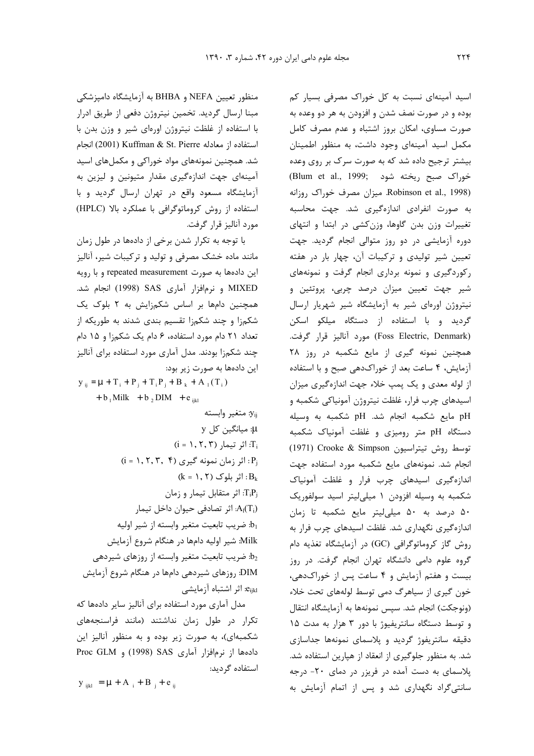اسید آمینه‌ای نسبت به کل خوراک مصرفی بسیار کم بوده و در صورت نصف شدن و افزودن به هر دو وعده به صورت مساوی، امکان بروز اشتباه و عدم مصرف کامل مکمل اسید آمینه‌ای وجود داشت، به منظور اطمینان بیشتر ترجیح داده شد که به صورت سرک بر روی وعده خوراک صبح ریخته شود (Blum et al., 1999; Robinson et al., 1998). میزان مصرف خوراک روزانه به صورت انفرادی اندازه‌گیری شد. جهت محاسبه تغییرات وزن بدن گاوها، وزن‌کشی در ابتدا و انتهای دوره آزمایشی در دو روز متوالی انجام گردید. جهت تعیین شیر تولیدی و ترکیبات آن، چهار بار در هفته رکوردگیری و نمونه برداری انجام گرفت و نمونه‌های شیر جهت تعیین میزان درصد چربی، پروتئین و نیتروژن اوره‌ای شیر به آزمایشگاه شیر شهریار ارسال گردید و با استفاده از دستگاه میلکو اسکن (Foss Electric, Denmark) مورد آنالیز قرار گرفت. همچنین نمونه گیری از مایع شکمبه در روز ۲۸ آزمایش، ۴ ساعت بعد از خوراک‌دهی صبح و با استفاده از لوله معدی و یک پمپ خلاء جهت اندازه‌گیری میزان اسیدهای چرب فرار، غلظت نیتروژن آمونیاکی شکمبه و pH مایع شکمبه انجام شد. pH شکمبه به وسیله دستگاه pH متر رومیزی و غلظت آمونیاک شکمبه توسط روش تیتراسیون Crooke & Simpson (1971) انجام شد. نمونه‌های مایع شکمبه مورد استفاده جهت اندازه‌گیری اسیدهای چرب فرار و غلظت آمونیاک شکمبه به وسیله افزودن ۱ میلی‌لیتر اسید سولفوریک ۵۰ درصد به ۵۰ میلی‌لیتر مایع شکمبه تا زمان اندازه‌گیری نگهداری شد. غلظت اسیدهای چرب فرار به روش گاز کروماتوگرافی (GC) در آزمایشگاه تغذیه دام گروه علوم دامی دانشگاه تهران انجام گرفت. در روز بیست و هفتم آزمایش و ۴ ساعت پس از خوراک‌دهی، خون گیری از سیاهرگ دمی توسط لوله‌های تحت خلاء (ونوجکت) انجام شد. سپس نمونه‌ها به آزمایشگاه انتقال و توسط دستگاه سانتریفیوژ با دور ۳ هزار به مدت ۱۵ دقیقه سانتریفوژ گردید و پلاسمای نمونه‌ها جداسازی شد. به منظور جلوگیری از انعقاد از هپارین استفاده شد. پلاسمای به دست آمده در فریزر در دمای ۲۰- درجه سانتی‌گراد نگهداری شد و پس از اتمام آزمایش به منظور تعیین NEFA و BHBA به آزمایشگاه دامپزشکی مبنا ارسال گردید. تخمین نیتروژن دفعی از طریق ادرار با استفاده از غلظت نیتروژن اوره‌ای شیر و وزن بدن با استفاده از معادله Kuffman & St. Pierre (2001) انجام شد. همچنین نمونه‌های مواد خوراکی و مکمل‌های اسید آمینه‌ای جهت اندازه‌گیری مقدار متیونین و لیزین به آزمایشگاه مسعود واقع در تهران ارسال گردید و با استفاده از روش کروماتوگرافی با عملکرد بالا (HPLC) مورد آنالیز قرار گرفت.

با توجه به تکرار شدن برخی از داده‌ها در طول زمان مانند ماده خشک مصرفی و تولید و ترکیبات شیر، آنالیز این داده‌ها به صورت repeated measurement و با رویه MIXED و نرم‌افزار آماری SAS (1998) انجام شد. همچنین دام‌ها بر اساس شکم‌زایش به ۲ بلوک یک شکم‌زا و چند شکم‌زا تقسیم بندی شدند به طوریکه از تعداد ۲۱ دام مورد استفاده، ۶ دام یک شکم‌زا و ۱۵ دام چند شکم‌زا بودند. مدل آماری مورد استفاده برای آنالیز این داده‌ها به صورت زیر بود:

$$y_{ij} = \mu + T_i + P_j + T_iP_j + B_k + A_l(T_i) + b_1 Milk + b_2 DIM + e_{ijkl}$$

$y_{ij}$: متغیر وابسته

$\mu$: میانگین کل y

$T_i$: اثر تیمار (i = ۱, ۲, ۳)

$P_j$: اثر زمان نمونه گیری (i = ۱, ۲, ۳, ۴)

$B_k$: اثر بلوک (k = ۱, ۲)

$T_iP_j$: اثر متقابل تیمار و زمان

$A_l(T_i)$: اثر تصادفی حیوان داخل تیمار

$b_1$: ضریب تابعیت متغیر وابسته از شیر اولیه

Milk: شیر اولیه دام‌ها در هنگام شروع آزمایش

$b_2$: ضریب تابعیت متغیر وابسته از روزهای شیردهی

DIM: روزهای شیردهی دام‌ها در هنگام شروع آزمایش

$e_{ijkl}$: اثر اشتباه آزمایشی

مدل آماری مورد استفاده برای آنالیز سایر داده‌ها که تکرار در طول زمان نداشتند (مانند فراسنجه‌های شکمبه‌ای)، به صورت زیر بوده و به منظور آنالیز این داده‌ها از نرم‌افزار آماری SAS (1998) و Proc GLM استفاده گردید:

$$y_{ijkl} = \mu + A_i + B_j + e_{ij}$$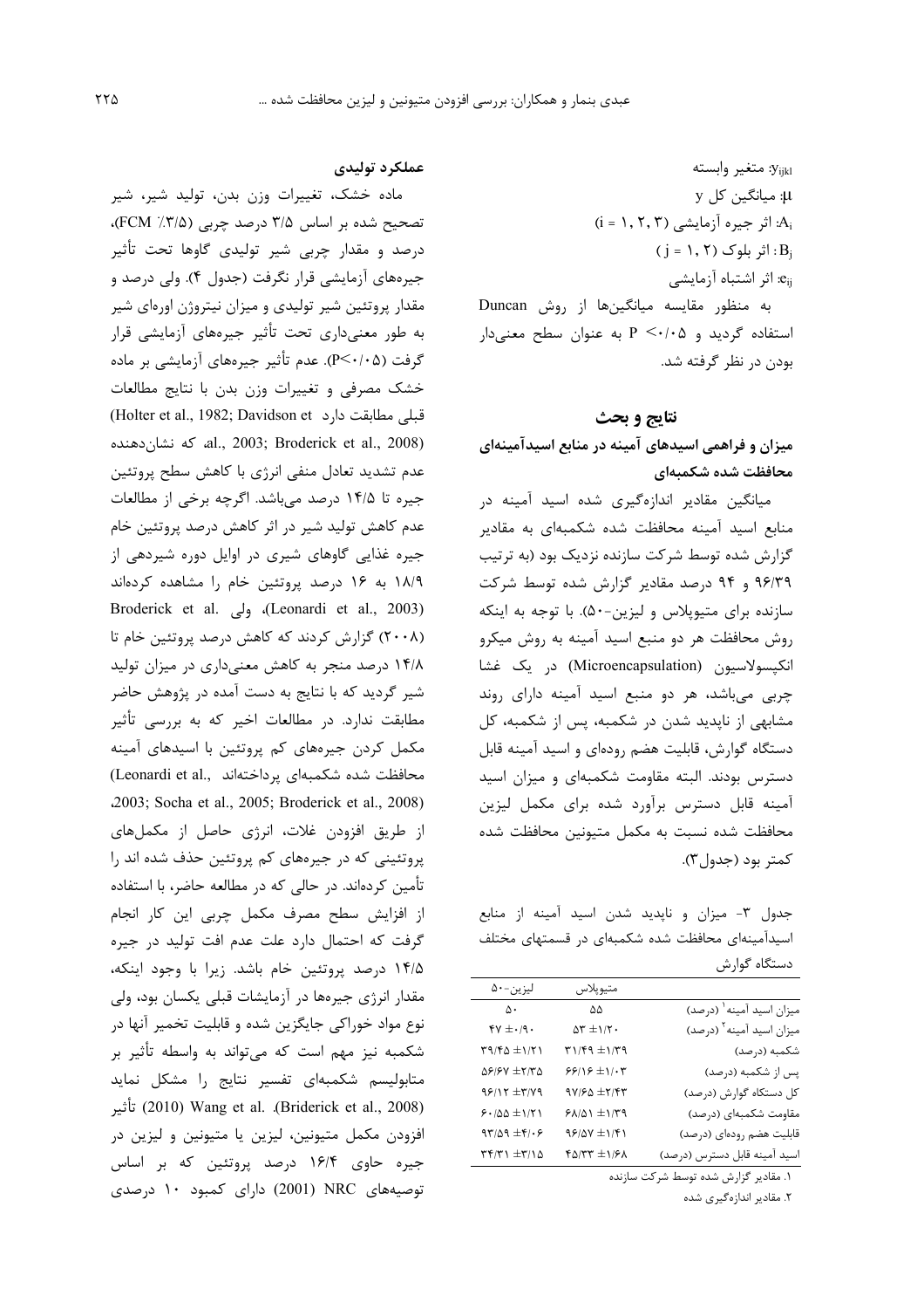$y_{ijkl}$: متغیر وابسته

$\mu$: میانگین کل y

$A_i$: اثر جیره آزمایشی (i = ۱, ۲, ۳)

$B_j$: اثر بلوک (j = ۱, ۲)

$e_{ij}$: اثر اشتباه آزمایشی

به منظور مقایسه میانگین‌ها از روش Duncan استفاده گردید و P <۰/۰۵ به عنوان سطح معنی‌دار بودن در نظر گرفته شد.

## نتایج و بحث

### میزان و فراهمی اسیدهای آمینه در منابع اسیدآمینه‌ای محافظت شده شکمبه‌ای

میانگین مقادیر اندازه‌گیری شده اسید آمینه در منابع اسید آمینه محافظت شده شکمبه‌ای به مقادیر گزارش شده توسط شرکت سازنده نزدیک بود (به ترتیب ۹۶/۳۹ و ۹۴ درصد مقادیر گزارش شده توسط شرکت سازنده برای متیوپلاس و لیزین-۵۰). با توجه به اینکه روش محافظت هر دو منبع اسید آمینه به روش میکرو انکپسولاسیون (Microencapsulation) در یک غشا چربی می‌باشد، هر دو منبع اسید آمینه دارای روند مشابهی از ناپدید شدن در شکمبه، پس از شکمبه، کل دستگاه گوارش، قابلیت هضم روده‌ای و اسید آمینه قابل دسترس بودند. البته مقاومت شکمبه‌ای و میزان اسید آمینه قابل دسترس برآورد شده برای مکمل لیزین محافظت شده نسبت به مکمل متیونین محافظت شده کمتر بود (جدول۳).

جدول ۳- میزان و ناپدید شدن اسید آمینه از منابع اسیدآمینه‌ای محافظت شده شکمبه‌ای در قسمتهای مختلف دستگاه گوارش

| | متیوپلاس | لیزین-۵۰ |
|---|---|---|
| میزان اسید آمینه[1] (درصد) | ۵۵ | ۵۰ |
| میزان اسید آمینه[2] (درصد) | ۱/۲۰± ۵۳ | ۰/۹۰± ۴۷ |
| شکمبه (درصد) | ۱/۳۹± ۳۱/۴۹ | ۱/۲۱± ۳۹/۴۵ |
| پس از شکمبه (درصد) | ۱/۰۳± ۶۶/۱۶ | ۲/۳۵± ۵۶/۶۷ |
| کل دستگاه گوارش (درصد) | ۲/۴۳± ۹۷/۶۵ | ۳/۷۹± ۹۶/۱۲ |
| مقاومت شکمبه‌ای (درصد) | ۱/۳۹± ۶۸/۵۱ | ۱/۲۱± ۶۰/۵۵ |
| قابلیت هضم روده‌ای (درصد) | ۱/۴۱± ۹۶/۵۷ | ۴/۰۶± ۹۳/۵۹ |
| اسید آمینه قابل دسترس (درصد) | ۱/۶۸± ۴۵/۳۳ | ۳/۱۵± ۳۴/۳۱ |

۱. مقادیر گزارش شده توسط شرکت سازنده

۲. مقادیر اندازه‌گیری شده

### عملکرد تولیدی

ماده خشک، تغییرات وزن بدن، تولید شیر، شیر تصحیح شده بر اساس ۳/۵ درصد چربی (FCM ٪۳/۵)، درصد و مقدار چربی شیر تولیدی گاوها تحت تأثیر جیره‌های آزمایشی قرار نگرفت (جدول ۴). ولی درصد و مقدار پروتئین شیر تولیدی و میزان نیتروژن اوره‌ای شیر به طور معنی‌داری تحت تأثیر جیره‌های آزمایشی قرار گرفت (P<۰/۰۵). عدم تأثیر جیره‌های آزمایشی بر ماده خشک مصرفی و تغییرات وزن بدن با نتایج مطالعات قبلی مطابقت دارد (Holter et al., 1982; Davidson et al., 2003; Broderick et al., 2008)، که نشان‌دهنده عدم تشدید تعادل منفی انرژی با کاهش سطح پروتئین جیره تا ۱۴/۵ درصد می‌باشد. اگرچه برخی از مطالعات عدم کاهش تولید شیر در اثر کاهش درصد پروتئین خام جیره غذایی گاوهای شیری در اوایل دوره شیردهی از ۱۸/۹ به ۱۶ درصد پروتئین خام را مشاهده کرده‌اند (Leonardi et al., 2003)، ولی Broderick et al. (۲۰۰۸) گزارش کردند که کاهش درصد پروتئین خام تا ۱۴/۸ درصد منجر به کاهش معنی‌داری در میزان تولید شیر گردید که با نتایج به دست آمده در پژوهش حاضر مطابقت ندارد. در مطالعات اخیر که به بررسی تأثیر مکمل کردن جیره‌های کم پروتئین با اسیدهای آمینه محافظت شده شکمبه‌ای پرداخته‌اند (Leonardi et al., 2003; Socha et al., 2005; Broderick et al., 2008)، از طریق افزودن غلات، انرژی حاصل از مکمل‌های پروتئینی که در جیره‌های کم پروتئین حذف شده اند را تأمین کرده‌اند. در حالی که در مطالعه حاضر، با استفاده از افزایش سطح مصرف مکمل چربی این کار انجام گرفت که احتمال دارد علت عدم افت تولید در جیره ۱۴/۵ درصد پروتئین خام باشد. زیرا با وجود اینکه، مقدار انرژی جیره‌ها در آزمایشات قبلی یکسان بود، ولی نوع مواد خوراکی جایگزین شده و قابلیت تخمیر آنها در شکمبه نیز مهم است که می‌تواند به واسطه تأثیر بر متابولیسم شکمبه‌ای تفسیر نتایج را مشکل نماید (Briderick et al., 2008). Wang et al. (2010) تأثیر افزودن مکمل متیونین، لیزین یا متیونین و لیزین در جیره حاوی ۱۶/۴ درصد پروتئین که بر اساس توصیه‌های NRC (2001) دارای کمبود ۱۰ درصدی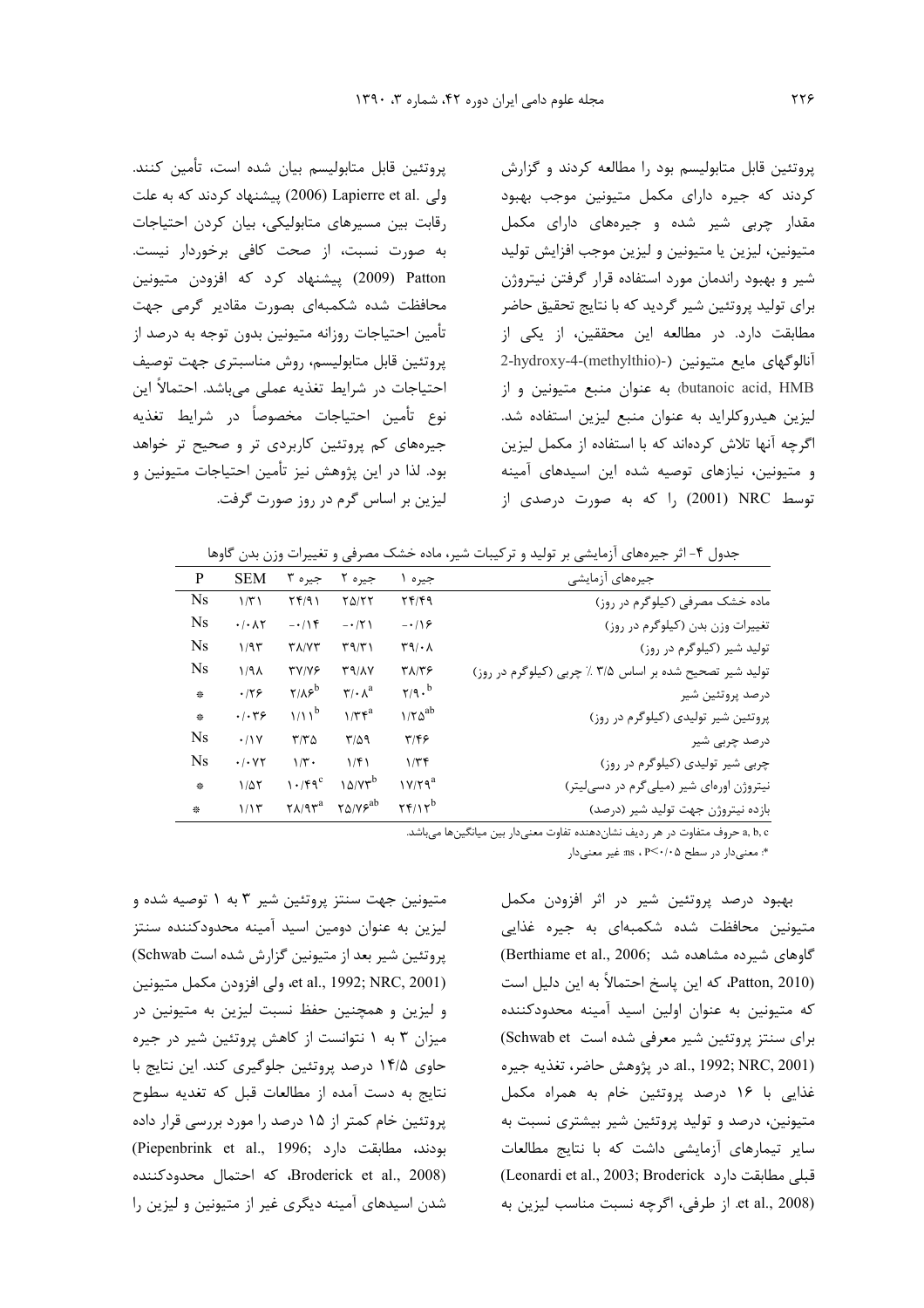پروتئین قابل متابولیسم بود را مطالعه کردند و گزارش کردند که جیره دارای مکمل متیونین موجب بهبود مقدار چربی شیر شده و جیره‌های دارای مکمل متیونین، لیزین یا متیونین و لیزین موجب افزایش تولید شیر و بهبود راندمان مورد استفاده قرار گرفتن نیتروژن برای تولید پروتئین شیر گردید که با نتایج تحقیق حاضر مطابقت دارد. در مطالعه این محققین، از یکی از آنالوگهای مایع متیونین (2-hydroxy-4-(methylthio)-butanoic acid, HMB) به عنوان منبع متیونین و از لیزین هیدروکلراید به عنوان منبع لیزین استفاده شد. اگرچه آنها تلاش کرده‌اند که با استفاده از مکمل لیزین و متیونین، نیازهای توصیه شده این اسیدهای آمینه توسط NRC (2001) را که به صورت درصدی از پروتئین قابل متابولیسم بیان شده است، تأمین کنند. ولی Lapierre et al. (2006) پیشنهاد کردند که به علت رقابت بین مسیرهای متابولیکی، بیان کردن احتیاجات به صورت نسبت، از صحت کافی برخوردار نیست. Patton (2009) پیشنهاد کرد که افزودن متیونین محافظت شده شکمبه‌ای بصورت مقادیر گرمی جهت تأمین احتیاجات روزانه متیونین بدون توجه به درصد از پروتئین قابل متابولیسم، روش مناسبتری جهت توصیف احتیاجات در شرایط تغذیه عملی می‌باشد. احتمالاً این نوع تأمین احتیاجات مخصوصاً در شرایط تغذیه جیره‌های کم پروتئین کاربردی تر و صحیح تر خواهد بود. لذا در این پژوهش نیز تأمین احتیاجات متیونین و لیزین بر اساس گرم در روز صورت گرفت.

جدول ۴- اثر جیره‌های آزمایشی بر تولید و ترکیبات شیر، ماده خشک مصرفی و تغییرات وزن بدن گاوها

| جیره‌های آزمایشی | جیره ۱ | جیره ۲ | جیره ۳ | SEM | P |
|---|---|---|---|---|---|
| ماده خشک مصرفی (کیلوگرم در روز) | ۲۴/۴۹ | ۲۵/۲۲ | ۲۴/۹۱ | ۱/۳۱ | Ns |
| تغییرات وزن بدن (کیلوگرم در روز) | -۰/۱۶ | -۰/۲۱ | -۰/۱۴ | ۰/۰۸۲ | Ns |
| تولید شیر (کیلوگرم در روز) | ۳۹/۰۸ | ۳۹/۳۱ | ۳۸/۷۳ | ۱/۹۳ | Ns |
| تولید شیر تصحیح شده بر اساس ۳/۵ ٪ چربی (کیلوگرم در روز) | ۳۸/۳۶ | ۳۹/۸۷ | ۳۷/۷۶ | ۱/۹۸ | Ns |
| درصد پروتئین شیر | ۲/۹۰$^{b}$ | ۳/۰۸$^{a}$ | ۲/۸۶$^{b}$ | ۰/۲۶ | * |
| پروتئین شیر تولیدی (کیلوگرم در روز) | ۱/۲۵$^{ab}$ | ۱/۳۴$^{a}$ | ۱/۱۱$^{b}$ | ۰/۰۳۶ | * |
| درصد چربی شیر | ۳/۴۶ | ۳/۵۹ | ۳/۳۵ | ۰/۱۷ | Ns |
| چربی شیر تولیدی (کیلوگرم در روز) | ۱/۳۴ | ۱/۴۱ | ۱/۳۰ | ۰/۰۷۲ | Ns |
| نیتروژن اوره‌ای شیر (میلی‌گرم در دسی‌لیتر) | ۱۷/۲۹$^{a}$ | ۱۵/۷۳$^{b}$ | ۱۰/۴۹$^{c}$ | ۱/۵۲ | * |
| بازده نیتروژن جهت تولید شیر (درصد) | ۲۴/۱۲$^{b}$ | ۲۵/۷۶$^{ab}$ | ۲۸/۹۳$^{a}$ | ۱/۱۳ | * |

a, b, c حروف متفاوت در هر ردیف نشان‌دهنده تفاوت معنی‌دار بین میانگین‌ها می‌باشد.

*: معنی‌دار در سطح $P<0/05$ ، ns: غیر معنی‌دار

بهبود درصد پروتئین شیر در اثر افزودن مکمل متیونین محافظت شده شکمبه‌ای به جیره غذایی گاوهای شیرده مشاهده شد (Berthiame et al., 2006; Patton, 2010)، که این پاسخ احتمالاً به این دلیل است که متیونین به عنوان اولین اسید آمینه محدودکننده برای سنتز پروتئین شیر معرفی شده است (Schwab et al., 1992; NRC, 2001). در پژوهش حاضر، تغذیه جیره غذایی با ۱۶ درصد پروتئین خام به همراه مکمل متیونین، درصد و تولید پروتئین شیر بیشتری نسبت به سایر تیمارهای آزمایشی داشت که با نتایج مطالعات قبلی مطابقت دارد (Leonardi et al., 2003; Broderick et al., 2008). از طرفی، اگرچه نسبت مناسب لیزین به متیونین جهت سنتز پروتئین شیر ۳ به ۱ توصیه شده و لیزین به عنوان دومین اسید آمینه محدودکننده سنتز پروتئین شیر بعد از متیونین گزارش شده است (Schwab et al., 1992; NRC, 2001)، ولی افزودن مکمل متیونین و لیزین و همچنین حفظ نسبت لیزین به متیونین در میزان ۳ به ۱ نتوانست از کاهش پروتئین شیر در جیره حاوی ۱۴/۵ درصد پروتئین جلوگیری کند. این نتایج با نتایج به دست آمده از مطالعات قبل که تغذیه سطوح پروتئین خام کمتر از ۱۵ درصد را مورد بررسی قرار داده بودند، مطابقت دارد (Piepenbrink et al., 1996; Broderick et al., 2008)، که احتمال محدودکننده شدن اسیدهای آمینه دیگری غیر از متیونین و لیزین را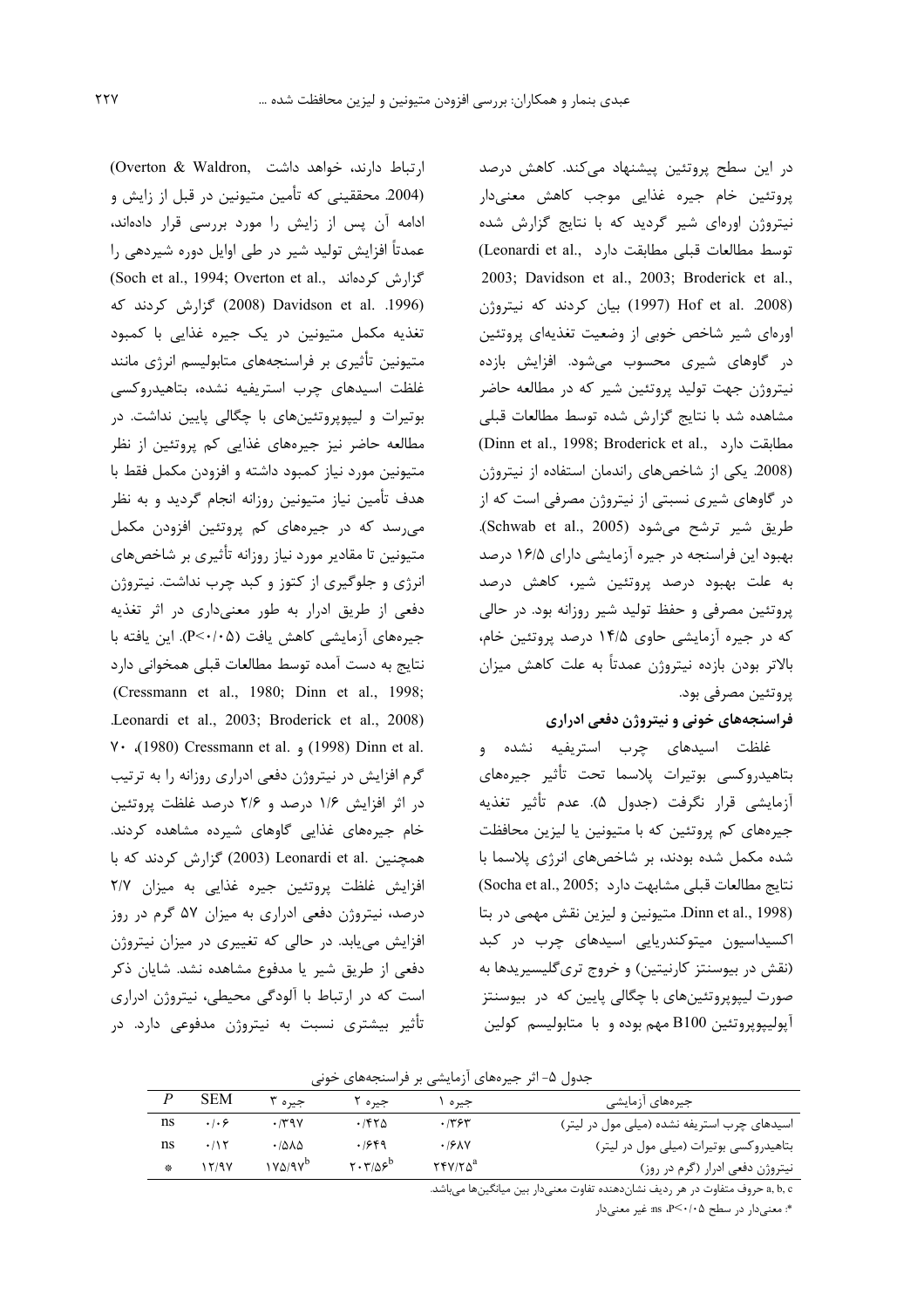در این سطح پروتئین پیشنهاد می‌کند. کاهش درصد پروتئین خام جیره غذایی موجب کاهش معنی‌دار نیتروژن اوره‌ای شیر گردید که با نتایج گزارش شده توسط مطالعات قبلی مطابقت دارد (Leonardi et al., 2003; Davidson et al., 2003; Broderick et al., 2008). Hof et al. (1997) بیان کردند که نیتروژن اوره‌ای شیر شاخص خوبی از وضعیت تغذیه‌ای پروتئین در گاوهای شیری محسوب می‌شود. افزایش بازده نیتروژن جهت تولید پروتئین شیر که در مطالعه حاضر مشاهده شد با نتایج گزارش شده توسط مطالعات قبلی مطابقت دارد (Dinn et al., 1998; Broderick et al., 2008). یکی از شاخص‌های راندمان استفاده از نیتروژن در گاوهای شیری نسبتی از نیتروژن مصرفی است که از طریق شیر ترشح می‌شود (Schwab et al., 2005). بهبود این فراسنجه در جیره آزمایشی دارای ۱۶/۵ درصد به علت بهبود درصد پروتئین شیر، کاهش درصد پروتئین مصرفی و حفظ تولید شیر روزانه بود. در حالی که در جیره آزمایشی حاوی ۱۴/۵ درصد پروتئین خام، بالاتر بودن بازده نیتروژن عمدتاً به علت کاهش میزان پروتئین مصرفی بود.

### فراسنجه‌های خونی و نیتروژن دفعی ادراری

غلظت اسیدهای چرب استریفیه نشده و بتاهیدروکسی بوتیرات پلاسما تحت تأثیر جیره‌های آزمایشی قرار نگرفت (جدول ۵). عدم تأثیر تغذیه جیره‌های کم پروتئین که با متیونین یا لیزین محافظت شده مکمل شده بودند، بر شاخص‌های انرژی پلاسما با نتایج مطالعات قبلی مشابهت دارد (Socha et al., 2005; Dinn et al., 1998). متیونین و لیزین نقش مهمی در بتا اکسیداسیون میتوکندریایی اسیدهای چرب در کبد (نقش در بیوسنتز کارنیتین) و خروج تری‌گلیسیریدها به صورت لیپوپروتئین‌های با چگالی پایین که در بیوسنتز آپولیپوپروتئین B100 مهم بوده و با متابولیسم کولین ارتباط دارند، خواهد داشت (Overton & Waldron, 2004). محققینی که تأمین متیونین در قبل از زایش و ادامه آن پس از زایش را مورد بررسی قرار داده‌اند، عمدتاً افزایش تولید شیر در طی اوایل دوره شیردهی را گزارش کرده‌اند (Soch et al., 1994; Overton et al., 1996). Davidson et al. (2008) گزارش کردند که تغذیه مکمل متیونین در یک جیره غذایی با کمبود متیونین تأثیری بر فراسنجه‌های متابولیسم انرژی مانند غلظت اسیدهای چرب استریفیه نشده، بتاهیدروکسی بوتیرات و لیپوپروتئین‌های با چگالی پایین نداشت. در مطالعه حاضر نیز جیره‌های غذایی کم پروتئین از نظر متیونین مورد نیاز کمبود داشته و افزودن مکمل فقط با هدف تأمین نیاز متیونین روزانه انجام گردید و به نظر می‌رسد که در جیره‌های کم پروتئین افزودن مکمل متیونین تا مقادیر مورد نیاز روزانه تأثیری بر شاخص‌های انرژی و جلوگیری از کتوز و کبد چرب نداشت. نیتروژن دفعی از طریق ادرار به طور معنی‌داری در اثر تغذیه جیره‌های آزمایشی کاهش یافت ($P<0.05$). این یافته با نتایج به دست آمده توسط مطالعات قبلی همخوانی دارد (Cressmann et al., 1980; Dinn et al., 1998; Leonardi et al., 2003; Broderick et al., 2008). Dinn et al. (1998) و Cressmann et al. (1980)، ۷۰ گرم افزایش در نیتروژن دفعی ادراری روزانه را به ترتیب در اثر افزایش ۱/۶ درصد و ۲/۶ درصد غلظت پروتئین خام جیره‌های غذایی گاوهای شیرده مشاهده کردند. همچنین Leonardi et al. (2003) گزارش کردند که با افزایش غلظت پروتئین جیره غذایی به میزان ۲/۷ درصد، نیتروژن دفعی ادراری به میزان ۵۷ گرم در روز افزایش می‌یابد. در حالی که تغییری در میزان نیتروژن دفعی از طریق شیر یا مدفوع مشاهده نشد. شایان ذکر است که در ارتباط با آلودگی محیطی، نیتروژن ادراری تأثیر بیشتری نسبت به نیتروژن مدفوعی دارد. در

جدول ۵- اثر جیره‌های آزمایشی بر فراسنجه‌های خونی

| جیره‌های آزمایشی | جیره ۱ | جیره ۲ | جیره ۳ | SEM | P |
|---|---|---|---|---|---|
| اسیدهای چرب استریفه نشده (میلی مول در لیتر) | ۰/۳۶۳ | ۰/۴۲۵ | ۰/۳۹۷ | ۰/۰۶ | ns |
| بتاهیدروکسی بوتیرات (میلی مول در لیتر) | ۰/۶۸۷ | ۰/۶۴۹ | ۰/۵۸۵ | ۰/۱۲ | ns |
| نیتروژن دفعی ادرار (گرم در روز) | $۲۴۷/۲۵^{a}$ | $۲۰۳/۵۶^{b}$ | $۱۷۵/۹۷^{b}$ | ۱۲/۹۷ | * |

a, b, c حروف متفاوت در هر ردیف نشان‌دهنده تفاوت معنی‌دار بین میانگین‌ها می‌باشد.

*: معنی‌دار در سطح $P<0.05$، ns: غیر معنی‌دار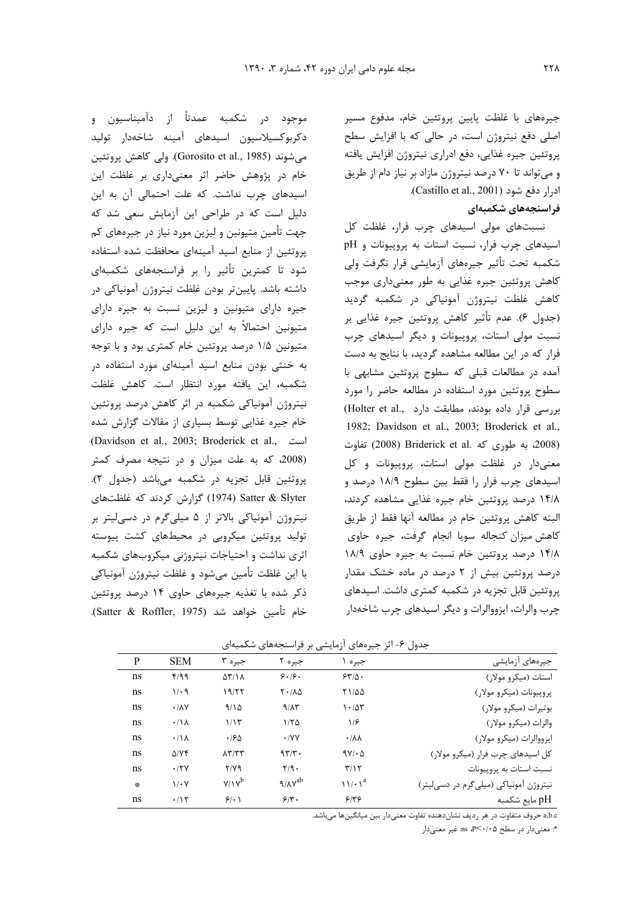جیره‌های با غلظت پایین پروتئین خام، مدفوع مسیر اصلی دفع نیتروژن است، در حالی که با افزایش سطح پروتئین جیره غذایی، دفع ادراری نیتروژن افزایش یافته و می‌تواند تا ۷۰ درصد نیتروژن مازاد بر نیاز دام از طریق ادرار دفع شود (Castillo et al., 2001).

### فراسنجه‌های شکمبه‌ای

نسبت‌های مولی اسیدهای چرب فرار، غلظت کل اسیدهای چرب فرار، نسبت استات به پروپیونات و pH شکمبه تحت تأثیر جیره‌های آزمایشی قرار نگرفت ولی کاهش پروتئین جیره غذایی به طور معنی‌داری موجب کاهش غلظت نیتروژن آمونیاکی در شکمبه گردید (جدول ۶). عدم تأثیر کاهش پروتئین جیره غذایی بر نسبت مولی استات، پروپیونات و دیگر اسیدهای چرب فرار که در این مطالعه مشاهده گردید، با نتایج به دست آمده در مطالعات قبلی که سطوح پروتئین مشابهی با سطوح پروتئین مورد استفاده در مطالعه حاضر را مورد بررسی قرار داده بودند، مطابقت دارد (Holter et al., 1982; Davidson et al., 2003; Broderick et al., 2008)، به طوری که Briderick et al. (2008) تفاوت معنی‌دار در غلظت مولی استات، پروپیونات و کل اسیدهای چرب فرار را فقط بین سطوح ۱۸/۹ درصد و ۱۴/۸ درصد پروتئین خام جیره غذایی مشاهده کردند، البته کاهش پروتئین خام در مطالعه آنها فقط از طریق کاهش میزان کنجاله سویا انجام گرفت، جیره حاوی ۱۴/۸ درصد پروتئین خام نسبت به جیره حاوی ۱۸/۹ درصد پروتئین بیش از ۲ درصد در ماده خشک مقدار پروتئین قابل تجزیه در شکمبه کمتری داشت. اسیدهای چرب والرات، ایزووالرات و دیگر اسیدهای چرب شاخه‌دار موجود در شکمبه عمدتاً از دآمیناسیون و دکربوکسیلاسیون اسیدهای آمینه شاخه‌دار تولید می‌شوند (Gorosito et al., 1985). ولی کاهش پروتئین خام در پژوهش حاضر اثر معنی‌داری بر غلظت این اسیدهای چرب نداشت. که علت احتمالی آن به این دلیل است که در طراحی این آزمایش سعی شد که جهت تأمین متیونین و لیزین مورد نیاز در جیره‌های کم پروتئین از منابع اسید آمینه‌ای محافظت شده استفاده شود تا کمترین تأثیر را بر فراسنجه‌های شکمبه‌ای داشته باشد. پایین‌تر بودن غلظت نیتروژن آمونیاکی در جیره دارای متیونین و لیزین نسبت به جیره دارای متیونین احتمالاً به این دلیل است که جیره دارای متیونین ۱/۵ درصد پروتئین خام کمتری بود و با توجه به خنثی بودن منابع اسید آمینه‌ای مورد استفاده در شکمبه، این یافته مورد انتظار است. کاهش غلظت نیتروژن آمونیاکی شکمبه در اثر کاهش درصد پروتئین خام جیره غذایی توسط بسیاری از مقالات گزارش شده است (Davidson et al., 2003; Broderick et al., 2008)، که به علت میزان و در نتیجه مصرف کمتر پروتئین قابل تجزیه در شکمبه می‌باشد (جدول ۲). Satter & Slyter (1974) گزارش کردند که غلظت‌های نیتروژن آمونیاکی بالاتر از ۵ میلی‌گرم در دسی‌لیتر بر تولید پروتئین میکروبی در محیط‌های کشت پیوسته اثری نداشت و احتیاجات نیتروژنی میکروب‌های شکمبه با این غلظت تأمین می‌شود و غلظت نیتروژن آمونیاکی ذکر شده با تغذیه جیره‌های حاوی ۱۴ درصد پروتئین خام تأمین خواهد شد (Satter & Roffler, 1975).

جدول ۶- اثر جیره‌های آزمایشی بر فراسنجه‌های شکمبه‌ای

| جیره‌های آزمایشی | جیره ۱ | جیره ۲ | جیره ۳ | SEM | P |
|---|---|---|---|---|---|
| استات (میکرو مولار) | ۶۳/۵۰ | ۶۰/۶۰ | ۵۳/۱۸ | ۴/۹۹ | ns |
| پروپیونات (میکرو مولار) | ۲۱/۵۵ | ۲۰/۸۵ | ۱۹/۲۲ | ۱/۰۹ | ns |
| بوتیرات (میکرو مولار) | ۱۰/۵۳ | ۹/۸۳ | ۹/۱۵ | ۰/۸۷ | ns |
| والرات (میکرو مولار) | ۱/۶ | ۱/۲۵ | ۱/۱۳ | ۰/۱۸ | ns |
| ایزووالرات (میکرو مولار) | ۰/۸۸ | ۰/۷۷ | ۰/۶۵ | ۰/۱۸ | ns |
| کل اسیدهای چرب فرار (میکرو مولار) | ۹۷/۰۵ | ۹۳/۳۰ | ۸۳/۳۳ | ۵/۷۴ | ns |
| نسبت استات به پروپیونات | ۳/۱۲ | ۲/۹۰ | ۲/۷۹ | ۰/۲۷ | ns |
| نیتروژن آمونیاکی (میلی‌گرم در دسی‌لیتر) | ۱۱/۰۱[a] | ۹/۸۷[ab] | ۷/۱۷[b] | ۱/۰۷ | * |
| pH مایع شکمبه | ۶/۳۶ | ۶/۳۰ | ۶/۰۱ | ۰/۱۲ | ns |

a,b,c حروف متفاوت در هر ردیف نشان‌دهنده تفاوت معنی‌دار بین میانگین‌ها می‌باشد.

*: معنی‌دار در سطح P<۰/۰۵، ns: غیر معنی‌دار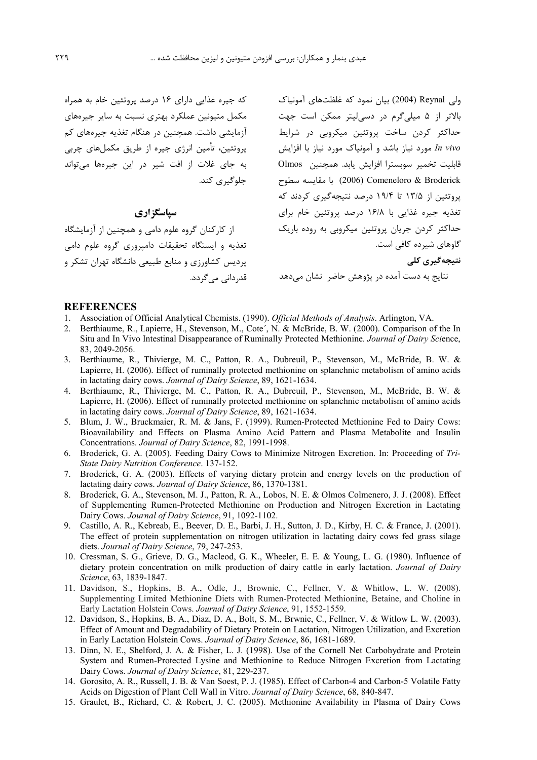ولی Reynal (2004) بیان نمود که غلظت‌های آمونیاک بالاتر از ۵ میلی‌گرم در دسی‌لیتر ممکن است جهت حداکثر کردن ساخت پروتئین میکروبی در شرایط *In vivo* مورد نیاز باشد و آمونیاک مورد نیاز با افزایش قابلیت تخمیر سوبسترا افزایش یابد. همچنین Olmos Comeneloro & Broderick (2006) با مقایسه سطوح پروتئین از ۱۳/۵ تا ۱۹/۴ درصد نتیجه‌گیری کردند که تغذیه جیره غذایی با ۱۶/۸ درصد پروتئین خام برای حداکثر کردن جریان پروتئین میکروبی به روده باریک گاوهای شیرده کافی است.

**نتیجه‌گیری کلی**

نتایج به دست آمده در پژوهش حاضر نشان می‌دهد که جیره غذایی دارای ۱۶ درصد پروتئین خام به همراه مکمل متیونین عملکرد بهتری نسبت به سایر جیره‌های آزمایشی داشت. همچنین در هنگام تغذیه جیره‌های کم پروتئین، تأمین انرژی جیره از طریق مکمل‌های چربی به جای غلات از افت شیر در این جیره‌ها می‌تواند جلوگیری کند.

## سپاسگزاری

از کارکنان گروه علوم دامی و همچنین از آزمایشگاه تغذیه و ایستگاه تحقیقات دامپروری گروه علوم دامی پردیس کشاورزی و منابع طبیعی دانشگاه تهران تشکر و قدردانی می‌گردد.

## REFERENCES

1. Association of Official Analytical Chemists. (1990). *Official Methods of Analysis*. Arlington, VA.
2. Berthiaume, R., Lapierre, H., Stevenson, M., Cote´, N. & McBride, B. W. (2000). Comparison of the In Situ and In Vivo Intestinal Disappearance of Ruminally Protected Methionine*. Journal of Dairy Sci*ence, 83, 2049-2056.
3. Berthiaume, R., Thivierge, M. C., Patton, R. A., Dubreuil, P., Stevenson, M., McBride, B. W. & Lapierre, H. (2006). Effect of ruminally protected methionine on splanchnic metabolism of amino acids in lactating dairy cows. *Journal of Dairy Science*, 89, 1621-1634.
4. Berthiaume, R., Thivierge, M. C., Patton, R. A., Dubreuil, P., Stevenson, M., McBride, B. W. & Lapierre, H. (2006). Effect of ruminally protected methionine on splanchnic metabolism of amino acids in lactating dairy cows. *Journal of Dairy Science*, 89, 1621-1634.
5. Blum, J. W., Bruckmaier, R. M. & Jans, F. (1999). Rumen-Protected Methionine Fed to Dairy Cows: Bioavailability and Effects on Plasma Amino Acid Pattern and Plasma Metabolite and Insulin Concentrations. *Journal of Dairy Science*, 82, 1991-1998.
6. Broderick, G. A. (2005). Feeding Dairy Cows to Minimize Nitrogen Excretion. In: Proceeding of *Tri-State Dairy Nutrition Conference*. 137-152.
7. Broderick, G. A. (2003). Effects of varying dietary protein and energy levels on the production of lactating dairy cows. *Journal of Dairy Science*, 86, 1370-1381.
8. Broderick, G. A., Stevenson, M. J., Patton, R. A., Lobos, N. E. & Olmos Colmenero, J. J. (2008). Effect of Supplementing Rumen-Protected Methionine on Production and Nitrogen Excretion in Lactating Dairy Cows. *Journal of Dairy Science*, 91, 1092-1102.
9. Castillo, A. R., Kebreab, E., Beever, D. E., Barbi, J. H., Sutton, J. D., Kirby, H. C. & France, J. (2001). The effect of protein supplementation on nitrogen utilization in lactating dairy cows fed grass silage diets. *Journal of Dairy Science*, 79, 247-253.
10. Cressman, S. G., Grieve, D. G., Macleod, G. K., Wheeler, E. E. & Young, L. G. (1980). Influence of dietary protein concentration on milk production of dairy cattle in early lactation. *Journal of Dairy Science*, 63, 1839-1847.
11. Davidson, S., Hopkins, B. A., Odle, J., Brownie, C., Fellner, V. & Whitlow, L. W. (2008). Supplementing Limited Methionine Diets with Rumen-Protected Methionine, Betaine, and Choline in Early Lactation Holstein Cows. *Journal of Dairy Science*, 91, 1552-1559.
12. Davidson, S., Hopkins, B. A., Diaz, D. A., Bolt, S. M., Brwnie, C., Fellner, V. & Witlow L. W. (2003). Effect of Amount and Degradability of Dietary Protein on Lactation, Nitrogen Utilization, and Excretion in Early Lactation Holstein Cows. *Journal of Dairy Science*, 86, 1681-1689.
13. Dinn, N. E., Shelford, J. A. & Fisher, L. J. (1998). Use of the Cornell Net Carbohydrate and Protein System and Rumen-Protected Lysine and Methionine to Reduce Nitrogen Excretion from Lactating Dairy Cows. *Journal of Dairy Science*, 81, 229-237.
14. Gorosito, A. R., Russell, J. B. & Van Soest, P. J. (1985). Effect of Carbon-4 and Carbon-5 Volatile Fatty Acids on Digestion of Plant Cell Wall in Vitro. *Journal of Dairy Science*, 68, 840-847.
15. Graulet, B., Richard, C. & Robert, J. C. (2005). Methionine Availability in Plasma of Dairy Cows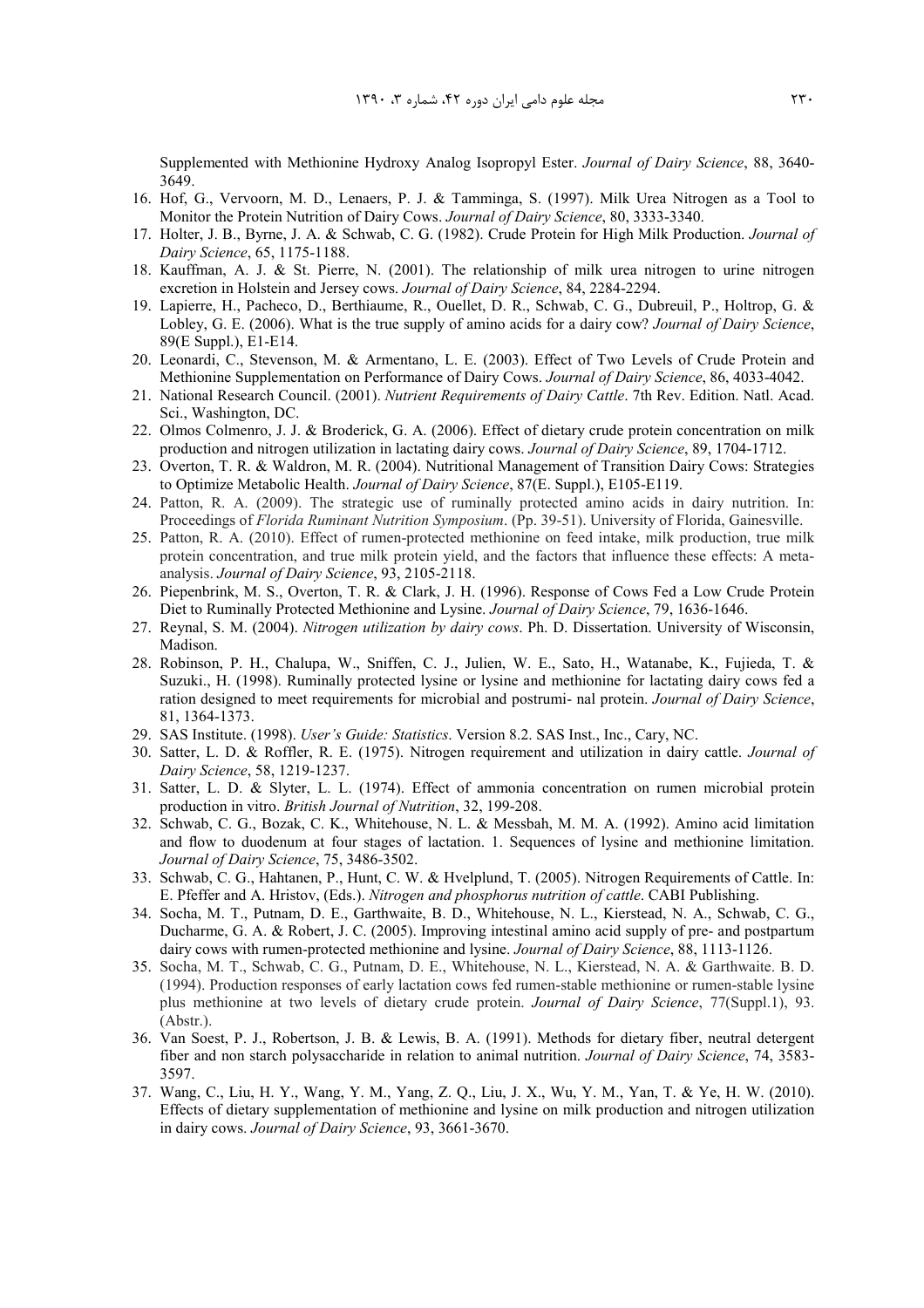Supplemented with Methionine Hydroxy Analog Isopropyl Ester. *Journal of Dairy Science*, 88, 3640-3649.

16. Hof, G., Vervoorn, M. D., Lenaers, P. J. & Tamminga, S. (1997). Milk Urea Nitrogen as a Tool to Monitor the Protein Nutrition of Dairy Cows. *Journal of Dairy Science*, 80, 3333-3340.
17. Holter, J. B., Byrne, J. A. & Schwab, C. G. (1982). Crude Protein for High Milk Production. *Journal of Dairy Science*, 65, 1175-1188.
18. Kauffman, A. J. & St. Pierre, N. (2001). The relationship of milk urea nitrogen to urine nitrogen excretion in Holstein and Jersey cows. *Journal of Dairy Science*, 84, 2284-2294.
19. Lapierre, H., Pacheco, D., Berthiaume, R., Ouellet, D. R., Schwab, C. G., Dubreuil, P., Holtrop, G. & Lobley, G. E. (2006). What is the true supply of amino acids for a dairy cow? *Journal of Dairy Science*, 89(E Suppl.), E1-E14.
20. Leonardi, C., Stevenson, M. & Armentano, L. E. (2003). Effect of Two Levels of Crude Protein and Methionine Supplementation on Performance of Dairy Cows. *Journal of Dairy Science*, 86, 4033-4042.
21. National Research Council. (2001). *Nutrient Requirements of Dairy Cattle*. 7th Rev. Edition. Natl. Acad. Sci., Washington, DC.
22. Olmos Colmenro, J. J. & Broderick, G. A. (2006). Effect of dietary crude protein concentration on milk production and nitrogen utilization in lactating dairy cows. *Journal of Dairy Science*, 89, 1704-1712.
23. Overton, T. R. & Waldron, M. R. (2004). Nutritional Management of Transition Dairy Cows: Strategies to Optimize Metabolic Health. *Journal of Dairy Science*, 87(E. Suppl.), E105-E119.
24. Patton, R. A. (2009). The strategic use of ruminally protected amino acids in dairy nutrition. In: Proceedings of *Florida Ruminant Nutrition Symposium*. (Pp. 39-51). University of Florida, Gainesville.
25. Patton, R. A. (2010). Effect of rumen-protected methionine on feed intake, milk production, true milk protein concentration, and true milk protein yield, and the factors that influence these effects: A meta-analysis. *Journal of Dairy Science*, 93, 2105-2118.
26. Piepenbrink, M. S., Overton, T. R. & Clark, J. H. (1996). Response of Cows Fed a Low Crude Protein Diet to Ruminally Protected Methionine and Lysine. *Journal of Dairy Science*, 79, 1636-1646.
27. Reynal, S. M. (2004). *Nitrogen utilization by dairy cows*. Ph. D. Dissertation. University of Wisconsin, Madison.
28. Robinson, P. H., Chalupa, W., Sniffen, C. J., Julien, W. E., Sato, H., Watanabe, K., Fujieda, T. & Suzuki., H. (1998). Ruminally protected lysine or lysine and methionine for lactating dairy cows fed a ration designed to meet requirements for microbial and postrumi- nal protein. *Journal of Dairy Science*, 81, 1364-1373.
29. SAS Institute. (1998). *User's Guide: Statistics*. Version 8.2. SAS Inst., Inc., Cary, NC.
30. Satter, L. D. & Roffler, R. E. (1975). Nitrogen requirement and utilization in dairy cattle. *Journal of Dairy Science*, 58, 1219-1237.
31. Satter, L. D. & Slyter, L. L. (1974). Effect of ammonia concentration on rumen microbial protein production in vitro. *British Journal of Nutrition*, 32, 199-208.
32. Schwab, C. G., Bozak, C. K., Whitehouse, N. L. & Messbah, M. M. A. (1992). Amino acid limitation and flow to duodenum at four stages of lactation. 1. Sequences of lysine and methionine limitation. *Journal of Dairy Science*, 75, 3486-3502.
33. Schwab, C. G., Hahtanen, P., Hunt, C. W. & Hvelplund, T. (2005). Nitrogen Requirements of Cattle. In: E. Pfeffer and A. Hristov, (Eds.). *Nitrogen and phosphorus nutrition of cattle*. CABI Publishing.
34. Socha, M. T., Putnam, D. E., Garthwaite, B. D., Whitehouse, N. L., Kierstead, N. A., Schwab, C. G., Ducharme, G. A. & Robert, J. C. (2005). Improving intestinal amino acid supply of pre- and postpartum dairy cows with rumen-protected methionine and lysine. *Journal of Dairy Science*, 88, 1113-1126.
35. Socha, M. T., Schwab, C. G., Putnam, D. E., Whitehouse, N. L., Kierstead, N. A. & Garthwaite. B. D. (1994). Production responses of early lactation cows fed rumen-stable methionine or rumen-stable lysine plus methionine at two levels of dietary crude protein. *Journal of Dairy Science*, 77(Suppl.1), 93. (Abstr.).
36. Van Soest, P. J., Robertson, J. B. & Lewis, B. A. (1991). Methods for dietary fiber, neutral detergent fiber and non starch polysaccharide in relation to animal nutrition. *Journal of Dairy Science*, 74, 3583-3597.
37. Wang, C., Liu, H. Y., Wang, Y. M., Yang, Z. Q., Liu, J. X., Wu, Y. M., Yan, T. & Ye, H. W. (2010). Effects of dietary supplementation of methionine and lysine on milk production and nitrogen utilization in dairy cows. *Journal of Dairy Science*, 93, 3661-3670.